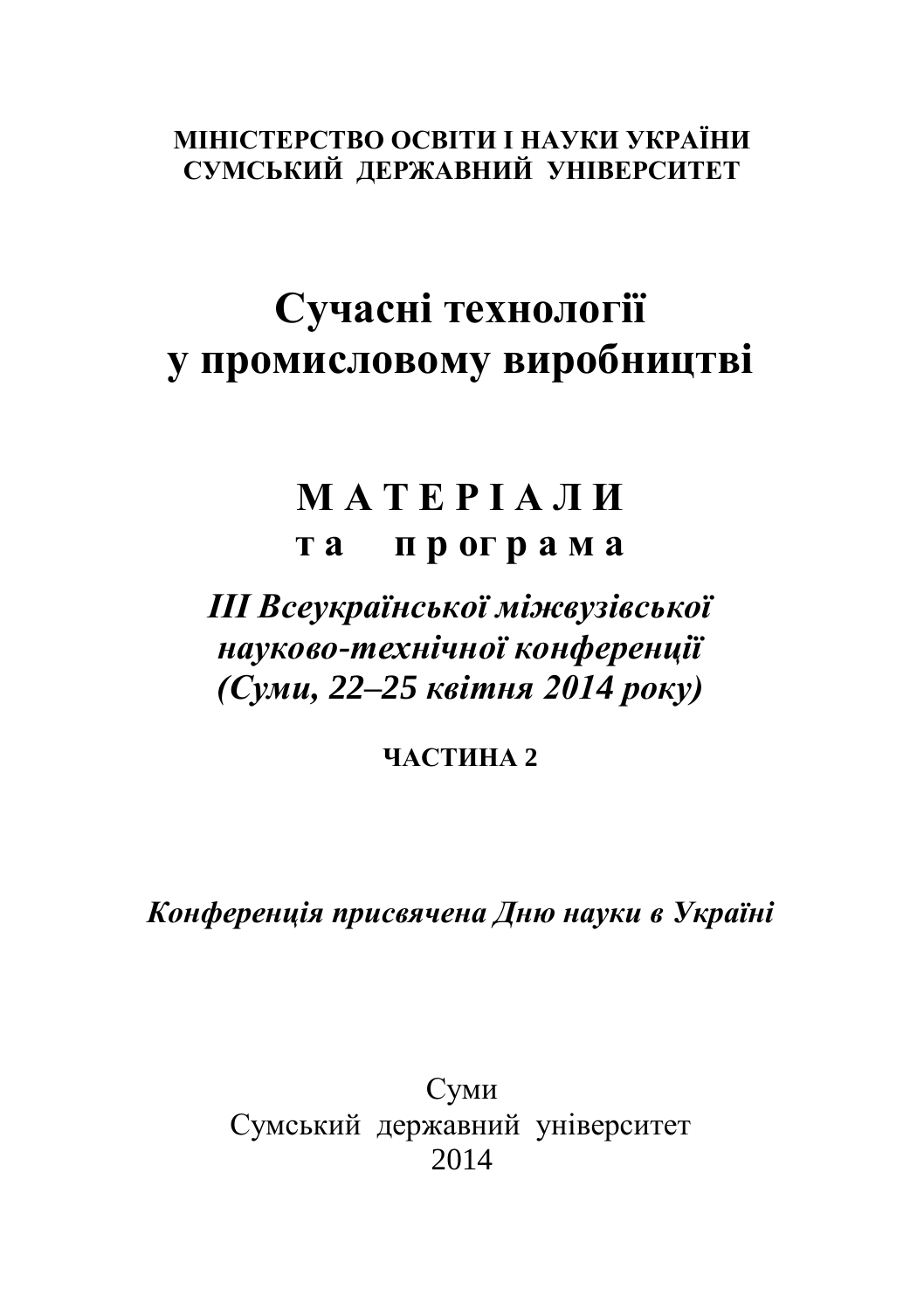**МІНІСТЕРСТВО ОСВІТИ І НАУКИ УКРАЇНИ**
**СУМСЬКИЙ ДЕРЖАВНИЙ УНІВЕРСИТЕТ**

# Сучасні технології у промисловому виробництві

## М А Т Е Р І А Л И
## т а  п р о г р а м а

***ІІІ Всеукраїнської міжвузівської науково-технічної конференції (Суми, 22–25 квітня 2014 року)***

**ЧАСТИНА 2**

***Конференція присвячена Дню науки в Україні***

Суми
Сумський державний університет
2014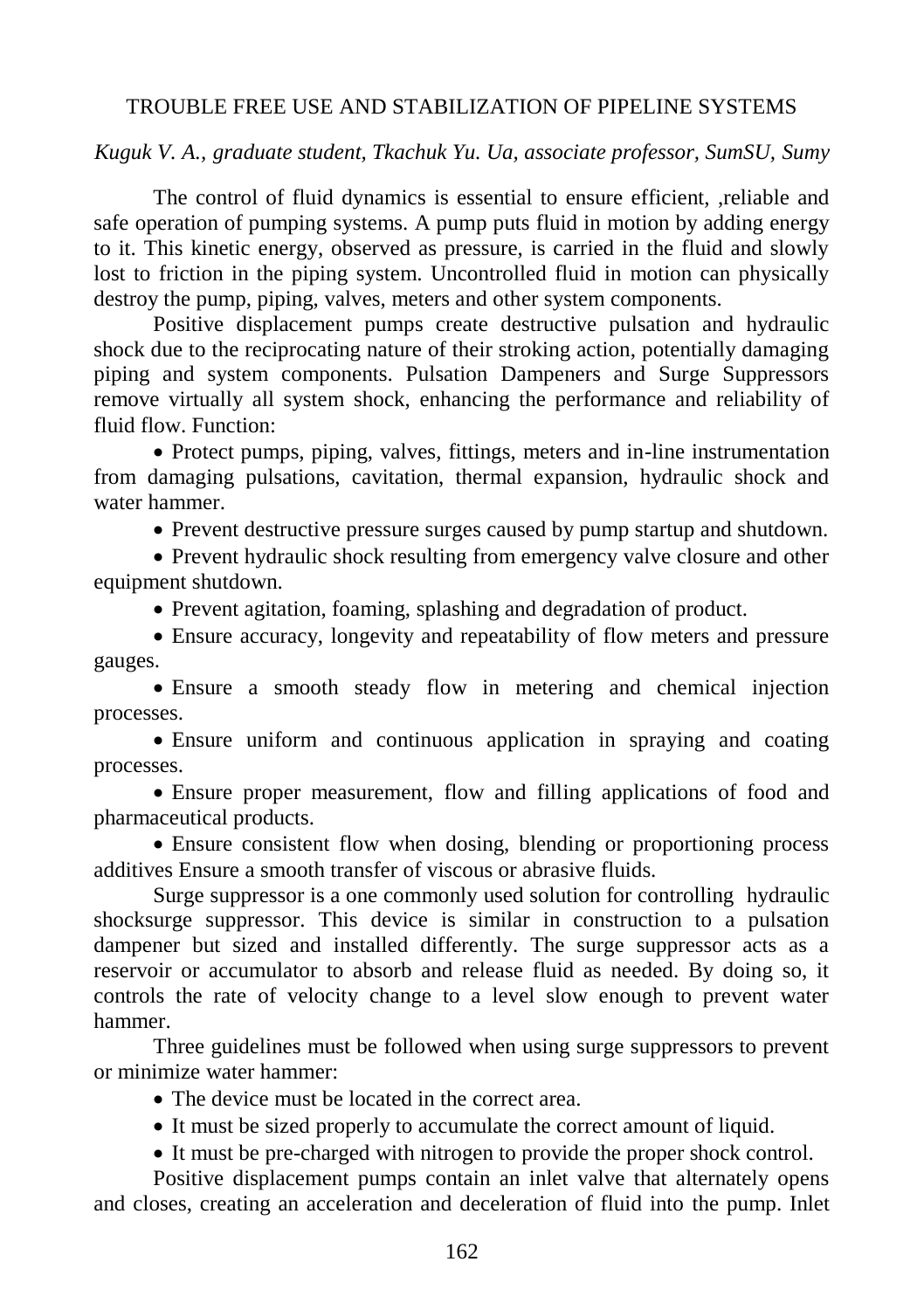TROUBLE FREE USE AND STABILIZATION OF PIPELINE SYSTEMS

*Kuguk V. A., graduate student, Tkachuk Yu. Ua, associate professor, SumSU, Sumy*

The control of fluid dynamics is essential to ensure efficient, ,reliable and safe operation of pumping systems. A pump puts fluid in motion by adding energy to it. This kinetic energy, observed as pressure, is carried in the fluid and slowly lost to friction in the piping system. Uncontrolled fluid in motion can physically destroy the pump, piping, valves, meters and other system components.

Positive displacement pumps create destructive pulsation and hydraulic shock due to the reciprocating nature of their stroking action, potentially damaging piping and system components. Pulsation Dampeners and Surge Suppressors remove virtually all system shock, enhancing the performance and reliability of fluid flow. Function:

- Protect pumps, piping, valves, fittings, meters and in-line instrumentation from damaging pulsations, cavitation, thermal expansion, hydraulic shock and water hammer.
- Prevent destructive pressure surges caused by pump startup and shutdown.
- Prevent hydraulic shock resulting from emergency valve closure and other equipment shutdown.
- Prevent agitation, foaming, splashing and degradation of product.
- Ensure accuracy, longevity and repeatability of flow meters and pressure gauges.
- Ensure a smooth steady flow in metering and chemical injection processes.
- Ensure uniform and continuous application in spraying and coating processes.
- Ensure proper measurement, flow and filling applications of food and pharmaceutical products.
- Ensure consistent flow when dosing, blending or proportioning process additives Ensure a smooth transfer of viscous or abrasive fluids.

Surge suppressor is a one commonly used solution for controlling hydraulic shocksurge suppressor. This device is similar in construction to a pulsation dampener but sized and installed differently. The surge suppressor acts as a reservoir or accumulator to absorb and release fluid as needed. By doing so, it controls the rate of velocity change to a level slow enough to prevent water hammer.

Three guidelines must be followed when using surge suppressors to prevent or minimize water hammer:

- The device must be located in the correct area.
- It must be sized properly to accumulate the correct amount of liquid.
- It must be pre-charged with nitrogen to provide the proper shock control.

Positive displacement pumps contain an inlet valve that alternately opens and closes, creating an acceleration and deceleration of fluid into the pump. Inlet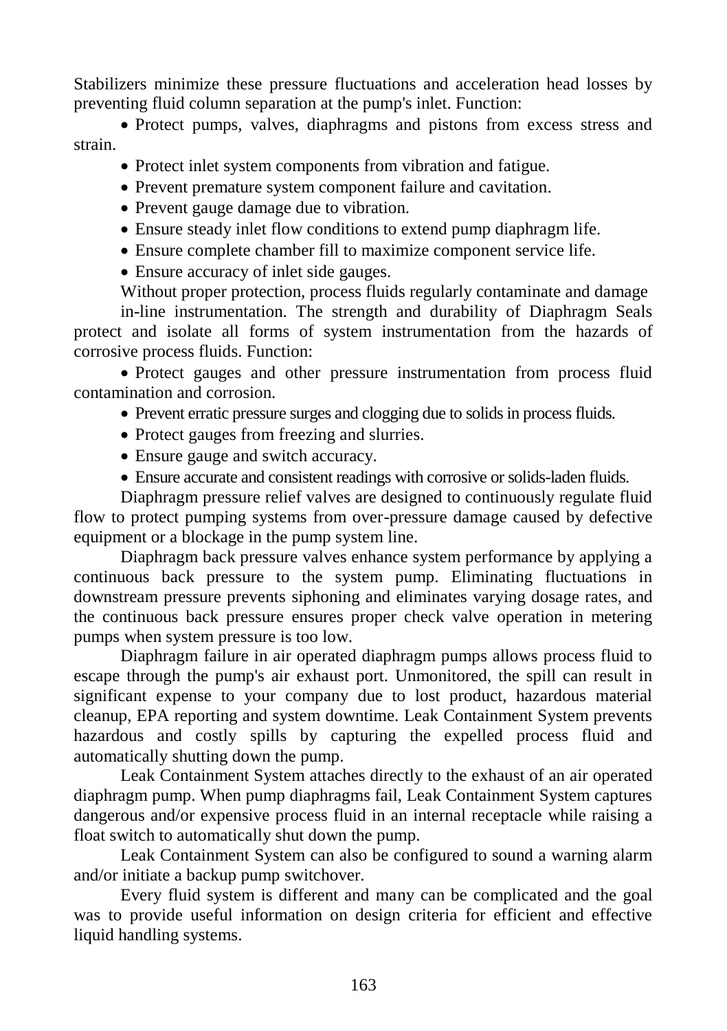Stabilizers minimize these pressure fluctuations and acceleration head losses by preventing fluid column separation at the pump's inlet. Function:

- Protect pumps, valves, diaphragms and pistons from excess stress and strain.
- Protect inlet system components from vibration and fatigue.
- Prevent premature system component failure and cavitation.
- Prevent gauge damage due to vibration.
- Ensure steady inlet flow conditions to extend pump diaphragm life.
- Ensure complete chamber fill to maximize component service life.
- Ensure accuracy of inlet side gauges.

Without proper protection, process fluids regularly contaminate and damage in-line instrumentation. The strength and durability of Diaphragm Seals protect and isolate all forms of system instrumentation from the hazards of corrosive process fluids. Function:

- Protect gauges and other pressure instrumentation from process fluid contamination and corrosion.
- Prevent erratic pressure surges and clogging due to solids in process fluids.
- Protect gauges from freezing and slurries.
- Ensure gauge and switch accuracy.
- Ensure accurate and consistent readings with corrosive or solids-laden fluids.

Diaphragm pressure relief valves are designed to continuously regulate fluid flow to protect pumping systems from over-pressure damage caused by defective equipment or a blockage in the pump system line.

Diaphragm back pressure valves enhance system performance by applying a continuous back pressure to the system pump. Eliminating fluctuations in downstream pressure prevents siphoning and eliminates varying dosage rates, and the continuous back pressure ensures proper check valve operation in metering pumps when system pressure is too low.

Diaphragm failure in air operated diaphragm pumps allows process fluid to escape through the pump's air exhaust port. Unmonitored, the spill can result in significant expense to your company due to lost product, hazardous material cleanup, EPA reporting and system downtime. Leak Containment System prevents hazardous and costly spills by capturing the expelled process fluid and automatically shutting down the pump.

Leak Containment System attaches directly to the exhaust of an air operated diaphragm pump. When pump diaphragms fail, Leak Containment System captures dangerous and/or expensive process fluid in an internal receptacle while raising a float switch to automatically shut down the pump.

Leak Containment System can also be configured to sound a warning alarm and/or initiate a backup pump switchover.

Every fluid system is different and many can be complicated and the goal was to provide useful information on design criteria for efficient and effective liquid handling systems.